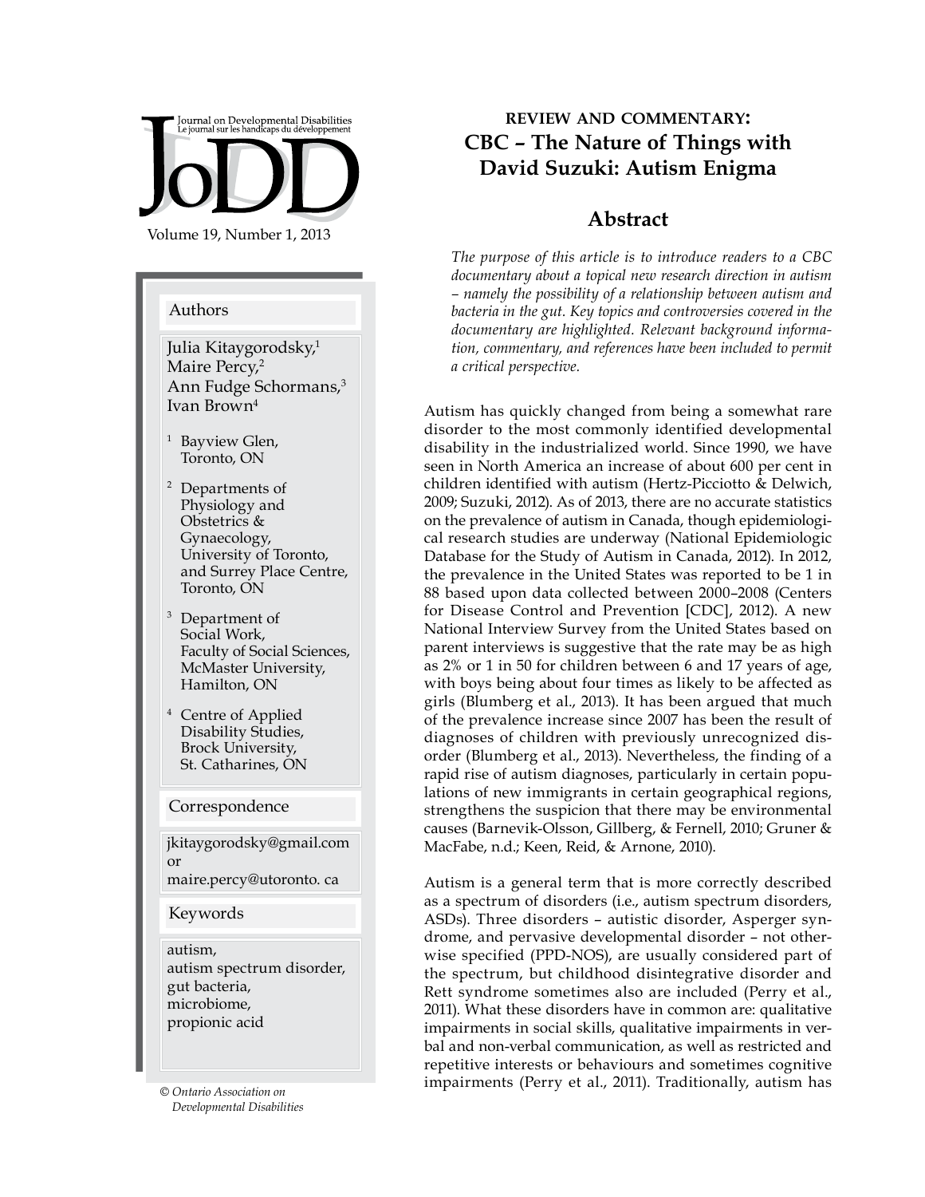Journal on Developmental Disabilities
Le journal sur les handicaps du développement

# JoDD

Volume 19, Number 1, 2013

**Authors**

Julia Kitaygorodsky,[1]
Maire Percy,[2]
Ann Fudge Schormans,[3]
Ivan Brown[4]

[1] Bayview Glen, Toronto, ON

[2] Departments of Physiology and Obstetrics & Gynaecology, University of Toronto, and Surrey Place Centre, Toronto, ON

[3] Department of Social Work, Faculty of Social Sciences, McMaster University, Hamilton, ON

[4] Centre of Applied Disability Studies, Brock University, St. Catharines, ON

**Correspondence**

jkitaygorodsky@gmail.com
or
maire.percy@utoronto. ca

**Keywords**

autism,
autism spectrum disorder,
gut bacteria,
microbiome,
propionic acid

© *Ontario Association on Developmental Disabilities*

## REVIEW AND COMMENTARY:

# CBC – The Nature of Things with David Suzuki: Autism Enigma

## Abstract

*The purpose of this article is to introduce readers to a CBC documentary about a topical new research direction in autism – namely the possibility of a relationship between autism and bacteria in the gut. Key topics and controversies covered in the documentary are highlighted. Relevant background information, commentary, and references have been included to permit a critical perspective.*

Autism has quickly changed from being a somewhat rare disorder to the most commonly identified developmental disability in the industrialized world. Since 1990, we have seen in North America an increase of about 600 per cent in children identified with autism (Hertz-Picciotto & Delwich, 2009; Suzuki, 2012). As of 2013, there are no accurate statistics on the prevalence of autism in Canada, though epidemiological research studies are underway (National Epidemiologic Database for the Study of Autism in Canada, 2012). In 2012, the prevalence in the United States was reported to be 1 in 88 based upon data collected between 2000–2008 (Centers for Disease Control and Prevention [CDC], 2012). A new National Interview Survey from the United States based on parent interviews is suggestive that the rate may be as high as 2% or 1 in 50 for children between 6 and 17 years of age, with boys being about four times as likely to be affected as girls (Blumberg et al., 2013). It has been argued that much of the prevalence increase since 2007 has been the result of diagnoses of children with previously unrecognized disorder (Blumberg et al., 2013). Nevertheless, the finding of a rapid rise of autism diagnoses, particularly in certain populations of new immigrants in certain geographical regions, strengthens the suspicion that there may be environmental causes (Barnevik-Olsson, Gillberg, & Fernell, 2010; Gruner & MacFabe, n.d.; Keen, Reid, & Arnone, 2010).

Autism is a general term that is more correctly described as a spectrum of disorders (i.e., autism spectrum disorders, ASDs). Three disorders – autistic disorder, Asperger syndrome, and pervasive developmental disorder – not otherwise specified (PPD-NOS), are usually considered part of the spectrum, but childhood disintegrative disorder and Rett syndrome sometimes also are included (Perry et al., 2011). What these disorders have in common are: qualitative impairments in social skills, qualitative impairments in verbal and non-verbal communication, as well as restricted and repetitive interests or behaviours and sometimes cognitive impairments (Perry et al., 2011). Traditionally, autism has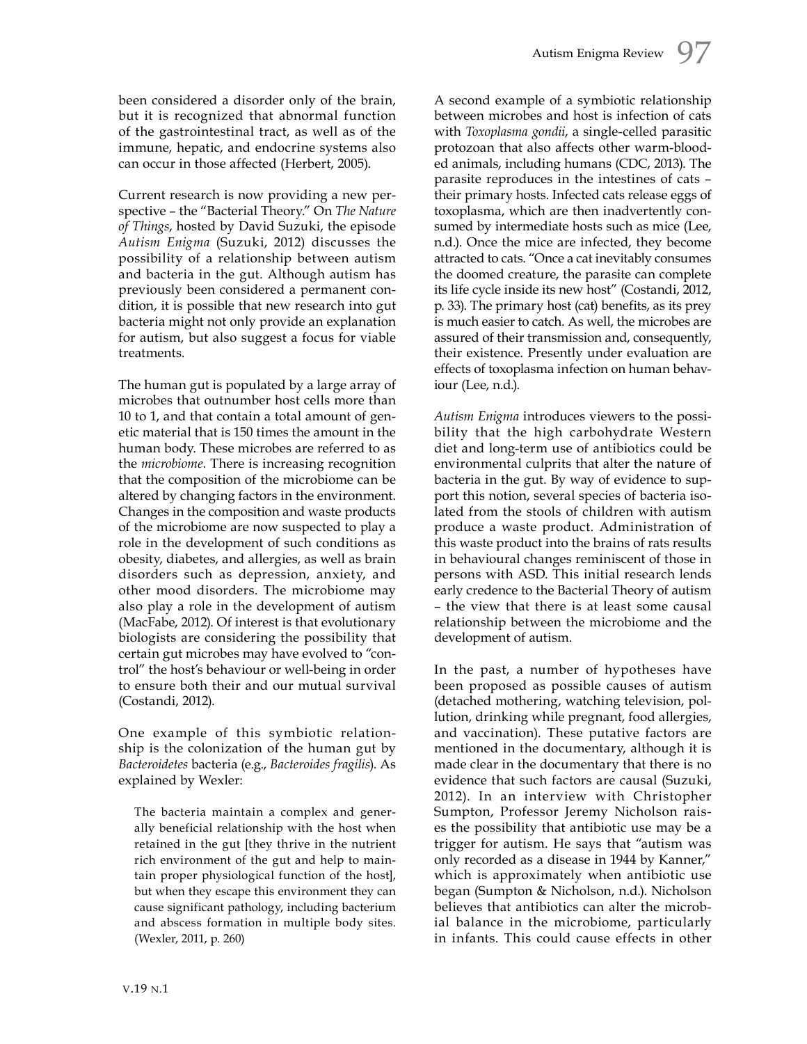been considered a disorder only of the brain, but it is recognized that abnormal function of the gastrointestinal tract, as well as of the immune, hepatic, and endocrine systems also can occur in those affected (Herbert, 2005).

Current research is now providing a new perspective – the "Bacterial Theory." On *The Nature of Things*, hosted by David Suzuki, the episode *Autism Enigma* (Suzuki, 2012) discusses the possibility of a relationship between autism and bacteria in the gut. Although autism has previously been considered a permanent condition, it is possible that new research into gut bacteria might not only provide an explanation for autism, but also suggest a focus for viable treatments.

The human gut is populated by a large array of microbes that outnumber host cells more than 10 to 1, and that contain a total amount of genetic material that is 150 times the amount in the human body. These microbes are referred to as the *microbiome.* There is increasing recognition that the composition of the microbiome can be altered by changing factors in the environment. Changes in the composition and waste products of the microbiome are now suspected to play a role in the development of such conditions as obesity, diabetes, and allergies, as well as brain disorders such as depression, anxiety, and other mood disorders. The microbiome may also play a role in the development of autism (MacFabe, 2012). Of interest is that evolutionary biologists are considering the possibility that certain gut microbes may have evolved to "control" the host's behaviour or well-being in order to ensure both their and our mutual survival (Costandi, 2012).

One example of this symbiotic relationship is the colonization of the human gut by *Bacteroidetes* bacteria (e.g., *Bacteroides fragilis*). As explained by Wexler:

> The bacteria maintain a complex and generally beneficial relationship with the host when retained in the gut [they thrive in the nutrient rich environment of the gut and help to maintain proper physiological function of the host], but when they escape this environment they can cause significant pathology, including bacterium and abscess formation in multiple body sites. (Wexler, 2011, p. 260)

A second example of a symbiotic relationship between microbes and host is infection of cats with *Toxoplasma gondii*, a single-celled parasitic protozoan that also affects other warm-blooded animals, including humans (CDC, 2013). The parasite reproduces in the intestines of cats – their primary hosts. Infected cats release eggs of toxoplasma, which are then inadvertently consumed by intermediate hosts such as mice (Lee, n.d.). Once the mice are infected, they become attracted to cats. "Once a cat inevitably consumes the doomed creature, the parasite can complete its life cycle inside its new host" (Costandi, 2012, p. 33). The primary host (cat) benefits, as its prey is much easier to catch. As well, the microbes are assured of their transmission and, consequently, their existence. Presently under evaluation are effects of toxoplasma infection on human behaviour (Lee, n.d.).

*Autism Enigma* introduces viewers to the possibility that the high carbohydrate Western diet and long-term use of antibiotics could be environmental culprits that alter the nature of bacteria in the gut. By way of evidence to support this notion, several species of bacteria isolated from the stools of children with autism produce a waste product. Administration of this waste product into the brains of rats results in behavioural changes reminiscent of those in persons with ASD. This initial research lends early credence to the Bacterial Theory of autism – the view that there is at least some causal relationship between the microbiome and the development of autism.

In the past, a number of hypotheses have been proposed as possible causes of autism (detached mothering, watching television, pollution, drinking while pregnant, food allergies, and vaccination). These putative factors are mentioned in the documentary, although it is made clear in the documentary that there is no evidence that such factors are causal (Suzuki, 2012). In an interview with Christopher Sumpton, Professor Jeremy Nicholson raises the possibility that antibiotic use may be a trigger for autism. He says that "autism was only recorded as a disease in 1944 by Kanner," which is approximately when antibiotic use began (Sumpton & Nicholson, n.d.). Nicholson believes that antibiotics can alter the microbial balance in the microbiome, particularly in infants. This could cause effects in other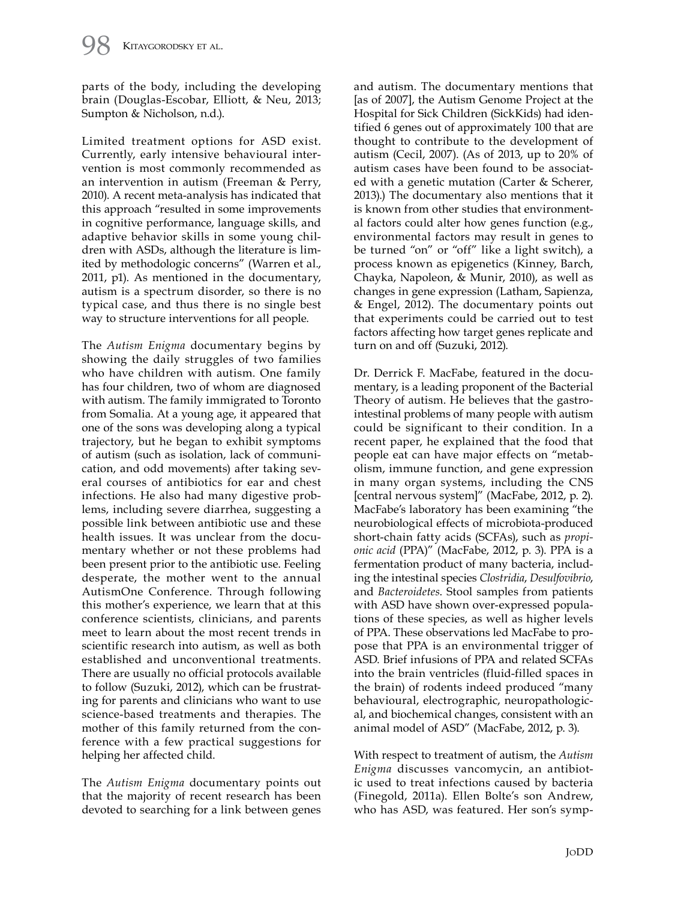parts of the body, including the developing brain (Douglas-Escobar, Elliott, & Neu, 2013; Sumpton & Nicholson, n.d.).

Limited treatment options for ASD exist. Currently, early intensive behavioural intervention is most commonly recommended as an intervention in autism (Freeman & Perry, 2010). A recent meta-analysis has indicated that this approach "resulted in some improvements in cognitive performance, language skills, and adaptive behavior skills in some young children with ASDs, although the literature is limited by methodologic concerns" (Warren et al., 2011, p1). As mentioned in the documentary, autism is a spectrum disorder, so there is no typical case, and thus there is no single best way to structure interventions for all people.

The *Autism Enigma* documentary begins by showing the daily struggles of two families who have children with autism. One family has four children, two of whom are diagnosed with autism. The family immigrated to Toronto from Somalia. At a young age, it appeared that one of the sons was developing along a typical trajectory, but he began to exhibit symptoms of autism (such as isolation, lack of communication, and odd movements) after taking several courses of antibiotics for ear and chest infections. He also had many digestive problems, including severe diarrhea, suggesting a possible link between antibiotic use and these health issues. It was unclear from the documentary whether or not these problems had been present prior to the antibiotic use. Feeling desperate, the mother went to the annual AutismOne Conference. Through following this mother's experience, we learn that at this conference scientists, clinicians, and parents meet to learn about the most recent trends in scientific research into autism, as well as both established and unconventional treatments. There are usually no official protocols available to follow (Suzuki, 2012), which can be frustrating for parents and clinicians who want to use science-based treatments and therapies. The mother of this family returned from the conference with a few practical suggestions for helping her affected child.

The *Autism Enigma* documentary points out that the majority of recent research has been devoted to searching for a link between genes and autism. The documentary mentions that [as of 2007], the Autism Genome Project at the Hospital for Sick Children (SickKids) had identified 6 genes out of approximately 100 that are thought to contribute to the development of autism (Cecil, 2007). (As of 2013, up to 20% of autism cases have been found to be associated with a genetic mutation (Carter & Scherer, 2013).) The documentary also mentions that it is known from other studies that environmental factors could alter how genes function (e.g., environmental factors may result in genes to be turned "on" or "off" like a light switch), a process known as epigenetics (Kinney, Barch, Chayka, Napoleon, & Munir, 2010), as well as changes in gene expression (Latham, Sapienza, & Engel, 2012). The documentary points out that experiments could be carried out to test factors affecting how target genes replicate and turn on and off (Suzuki, 2012).

Dr. Derrick F. MacFabe, featured in the documentary, is a leading proponent of the Bacterial Theory of autism. He believes that the gastrointestinal problems of many people with autism could be significant to their condition. In a recent paper, he explained that the food that people eat can have major effects on "metabolism, immune function, and gene expression in many organ systems, including the CNS [central nervous system]" (MacFabe, 2012, p. 2). MacFabe's laboratory has been examining "the neurobiological effects of microbiota-produced short-chain fatty acids (SCFAs), such as *propionic acid* (PPA)" (MacFabe, 2012, p. 3). PPA is a fermentation product of many bacteria, including the intestinal species *Clostridia*, *Desulfovibrio*, and *Bacteroidetes*. Stool samples from patients with ASD have shown over-expressed populations of these species, as well as higher levels of PPA. These observations led MacFabe to propose that PPA is an environmental trigger of ASD. Brief infusions of PPA and related SCFAs into the brain ventricles (fluid-filled spaces in the brain) of rodents indeed produced "many behavioural, electrographic, neuropathological, and biochemical changes, consistent with an animal model of ASD" (MacFabe, 2012, p. 3).

With respect to treatment of autism, the *Autism Enigma* discusses vancomycin, an antibiotic used to treat infections caused by bacteria (Finegold, 2011a). Ellen Bolte's son Andrew, who has ASD, was featured. Her son's symp-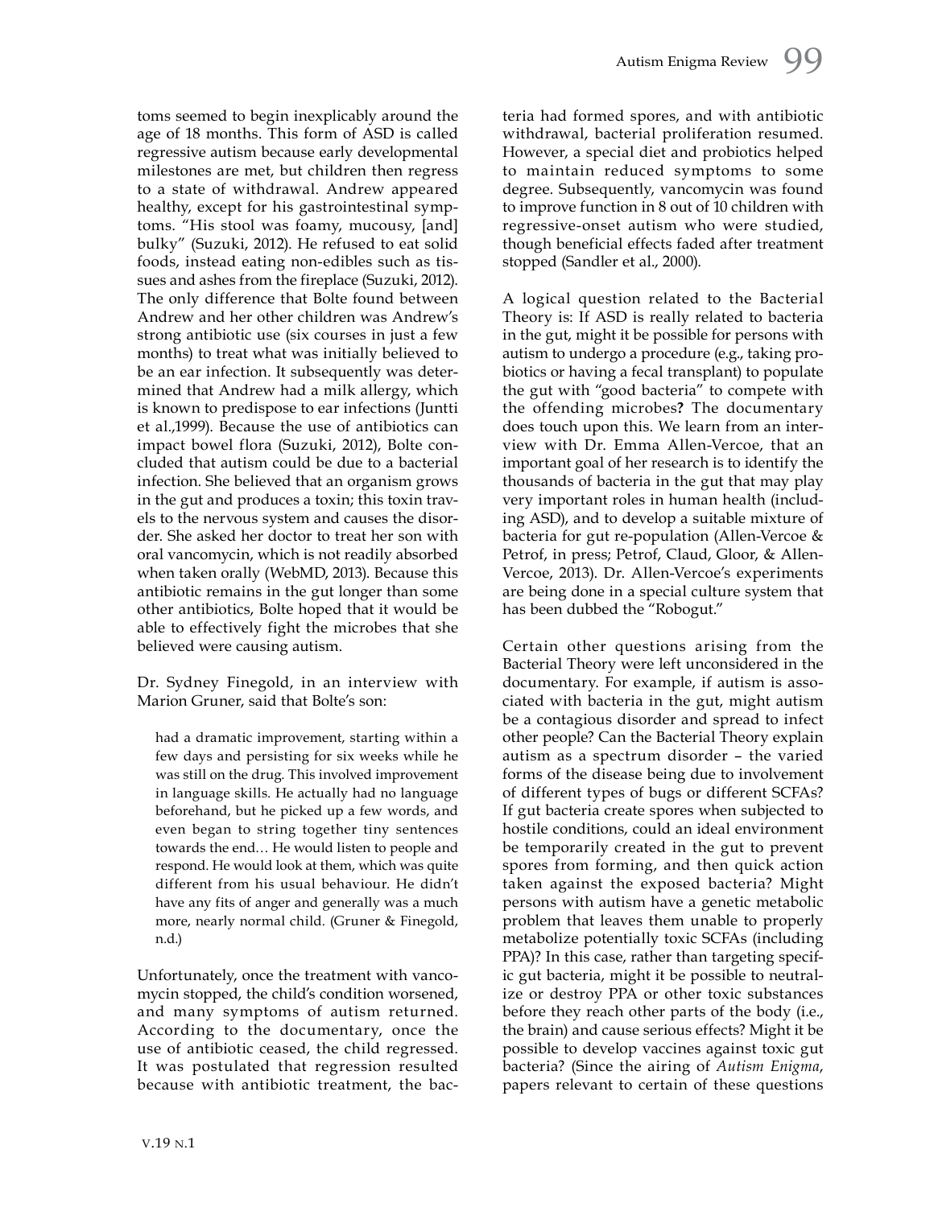toms seemed to begin inexplicably around the age of 18 months. This form of ASD is called regressive autism because early developmental milestones are met, but children then regress to a state of withdrawal. Andrew appeared healthy, except for his gastrointestinal symptoms. "His stool was foamy, mucousy, [and] bulky" (Suzuki, 2012). He refused to eat solid foods, instead eating non-edibles such as tissues and ashes from the fireplace (Suzuki, 2012). The only difference that Bolte found between Andrew and her other children was Andrew's strong antibiotic use (six courses in just a few months) to treat what was initially believed to be an ear infection. It subsequently was determined that Andrew had a milk allergy, which is known to predispose to ear infections (Juntti et al.,1999). Because the use of antibiotics can impact bowel flora (Suzuki, 2012), Bolte concluded that autism could be due to a bacterial infection. She believed that an organism grows in the gut and produces a toxin; this toxin travels to the nervous system and causes the disorder. She asked her doctor to treat her son with oral vancomycin, which is not readily absorbed when taken orally (WebMD, 2013). Because this antibiotic remains in the gut longer than some other antibiotics, Bolte hoped that it would be able to effectively fight the microbes that she believed were causing autism.

Dr. Sydney Finegold, in an interview with Marion Gruner, said that Bolte's son:

> had a dramatic improvement, starting within a few days and persisting for six weeks while he was still on the drug. This involved improvement in language skills. He actually had no language beforehand, but he picked up a few words, and even began to string together tiny sentences towards the end… He would listen to people and respond. He would look at them, which was quite different from his usual behaviour. He didn't have any fits of anger and generally was a much more, nearly normal child. (Gruner & Finegold, n.d.)

Unfortunately, once the treatment with vancomycin stopped, the child's condition worsened, and many symptoms of autism returned. According to the documentary, once the use of antibiotic ceased, the child regressed. It was postulated that regression resulted because with antibiotic treatment, the bacteria had formed spores, and with antibiotic withdrawal, bacterial proliferation resumed. However, a special diet and probiotics helped to maintain reduced symptoms to some degree. Subsequently, vancomycin was found to improve function in 8 out of 10 children with regressive-onset autism who were studied, though beneficial effects faded after treatment stopped (Sandler et al., 2000).

A logical question related to the Bacterial Theory is: If ASD is really related to bacteria in the gut, might it be possible for persons with autism to undergo a procedure (e.g., taking probiotics or having a fecal transplant) to populate the gut with "good bacteria" to compete with the offending microbes**?** The documentary does touch upon this. We learn from an interview with Dr. Emma Allen-Vercoe, that an important goal of her research is to identify the thousands of bacteria in the gut that may play very important roles in human health (including ASD), and to develop a suitable mixture of bacteria for gut re-population (Allen-Vercoe & Petrof, in press; Petrof, Claud, Gloor, & Allen-Vercoe, 2013). Dr. Allen-Vercoe's experiments are being done in a special culture system that has been dubbed the "Robogut."

Certain other questions arising from the Bacterial Theory were left unconsidered in the documentary. For example, if autism is associated with bacteria in the gut, might autism be a contagious disorder and spread to infect other people? Can the Bacterial Theory explain autism as a spectrum disorder – the varied forms of the disease being due to involvement of different types of bugs or different SCFAs? If gut bacteria create spores when subjected to hostile conditions, could an ideal environment be temporarily created in the gut to prevent spores from forming, and then quick action taken against the exposed bacteria? Might persons with autism have a genetic metabolic problem that leaves them unable to properly metabolize potentially toxic SCFAs (including PPA)? In this case, rather than targeting specific gut bacteria, might it be possible to neutralize or destroy PPA or other toxic substances before they reach other parts of the body (i.e., the brain) and cause serious effects? Might it be possible to develop vaccines against toxic gut bacteria? (Since the airing of *Autism Enigma*, papers relevant to certain of these questions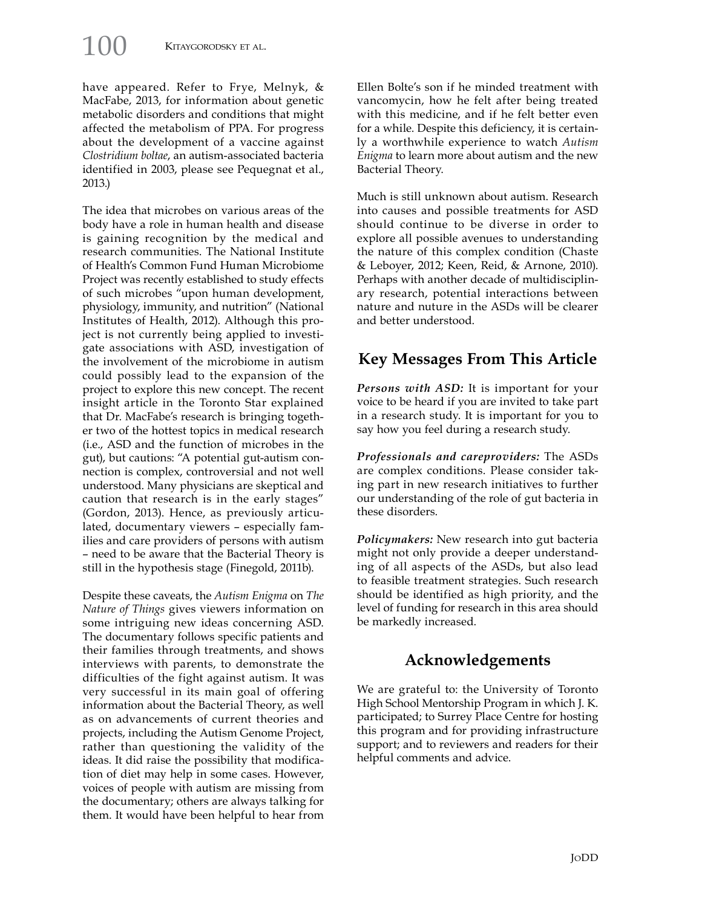have appeared. Refer to Frye, Melnyk, & MacFabe, 2013, for information about genetic metabolic disorders and conditions that might affected the metabolism of PPA. For progress about the development of a vaccine against *Clostridium boltae*, an autism-associated bacteria identified in 2003, please see Pequegnat et al., 2013.)

The idea that microbes on various areas of the body have a role in human health and disease is gaining recognition by the medical and research communities. The National Institute of Health's Common Fund Human Microbiome Project was recently established to study effects of such microbes "upon human development, physiology, immunity, and nutrition" (National Institutes of Health, 2012). Although this project is not currently being applied to investigate associations with ASD, investigation of the involvement of the microbiome in autism could possibly lead to the expansion of the project to explore this new concept. The recent insight article in the Toronto Star explained that Dr. MacFabe's research is bringing together two of the hottest topics in medical research (i.e., ASD and the function of microbes in the gut), but cautions: "A potential gut-autism connection is complex, controversial and not well understood. Many physicians are skeptical and caution that research is in the early stages" (Gordon, 2013). Hence, as previously articulated, documentary viewers – especially families and care providers of persons with autism – need to be aware that the Bacterial Theory is still in the hypothesis stage (Finegold, 2011b).

Despite these caveats, the *Autism Enigma* on *The Nature of Things* gives viewers information on some intriguing new ideas concerning ASD. The documentary follows specific patients and their families through treatments, and shows interviews with parents, to demonstrate the difficulties of the fight against autism. It was very successful in its main goal of offering information about the Bacterial Theory, as well as on advancements of current theories and projects, including the Autism Genome Project, rather than questioning the validity of the ideas. It did raise the possibility that modification of diet may help in some cases. However, voices of people with autism are missing from the documentary; others are always talking for them. It would have been helpful to hear from Ellen Bolte's son if he minded treatment with vancomycin, how he felt after being treated with this medicine, and if he felt better even for a while. Despite this deficiency, it is certainly a worthwhile experience to watch *Autism Enigma* to learn more about autism and the new Bacterial Theory.

Much is still unknown about autism. Research into causes and possible treatments for ASD should continue to be diverse in order to explore all possible avenues to understanding the nature of this complex condition (Chaste & Leboyer, 2012; Keen, Reid, & Arnone, 2010). Perhaps with another decade of multidisciplinary research, potential interactions between nature and nuture in the ASDs will be clearer and better understood.

## Key Messages From This Article

***Persons with ASD:*** It is important for your voice to be heard if you are invited to take part in a research study. It is important for you to say how you feel during a research study.

***Professionals and careproviders:*** The ASDs are complex conditions. Please consider taking part in new research initiatives to further our understanding of the role of gut bacteria in these disorders.

***Policymakers:*** New research into gut bacteria might not only provide a deeper understanding of all aspects of the ASDs, but also lead to feasible treatment strategies. Such research should be identified as high priority, and the level of funding for research in this area should be markedly increased.

## Acknowledgements

We are grateful to: the University of Toronto High School Mentorship Program in which J. K. participated; to Surrey Place Centre for hosting this program and for providing infrastructure support; and to reviewers and readers for their helpful comments and advice.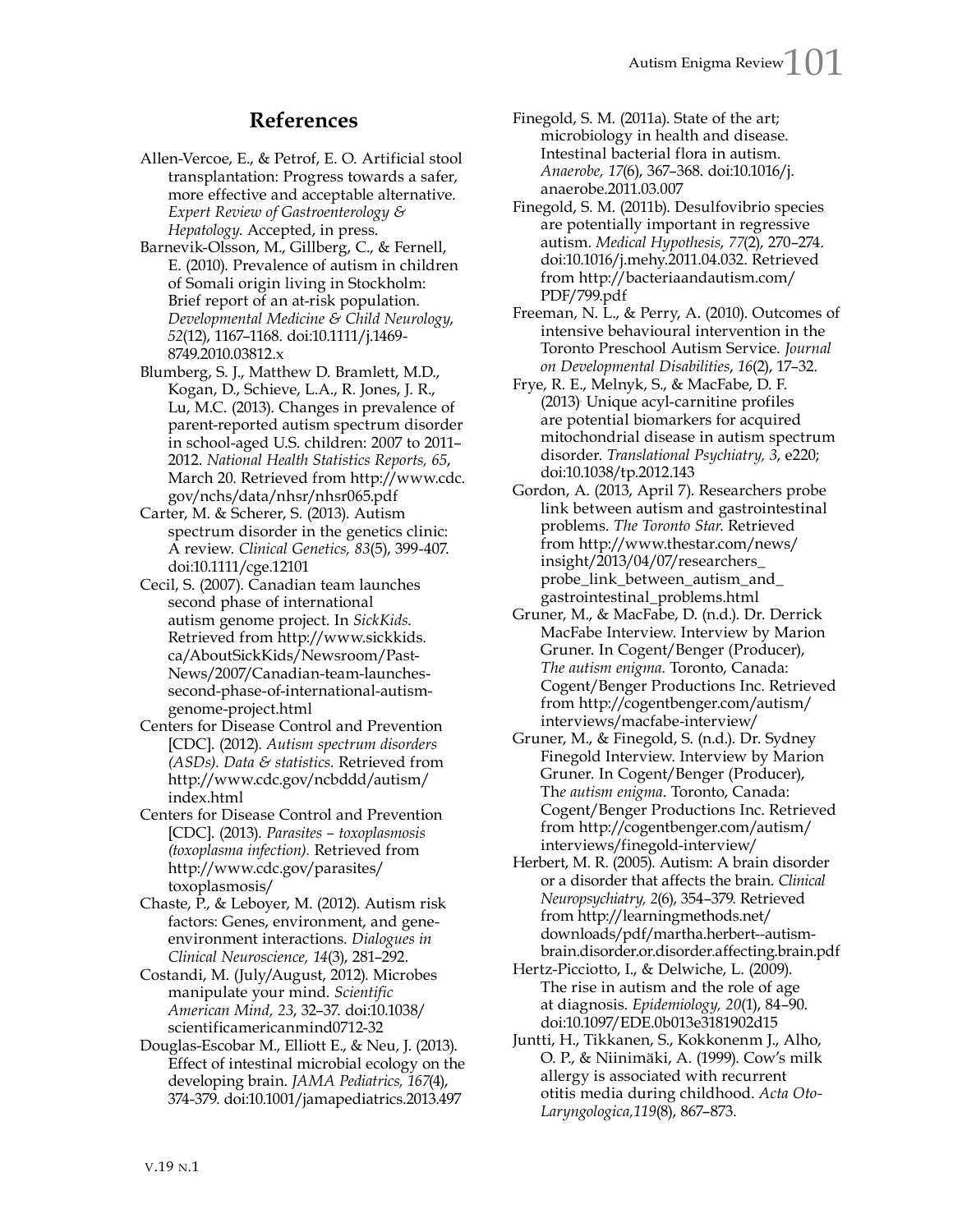## References

Allen-Vercoe, E., & Petrof, E. O. Artificial stool transplantation: Progress towards a safer, more effective and acceptable alternative. *Expert Review of Gastroenterology & Hepatology*. Accepted, in press.

Barnevik-Olsson, M., Gillberg, C., & Fernell, E. (2010). Prevalence of autism in children of Somali origin living in Stockholm: Brief report of an at-risk population. *Developmental Medicine & Child Neurology*, *52*(12), 1167–1168. doi:10.1111/j.1469-8749.2010.03812.x

Blumberg, S. J., Matthew D. Bramlett, M.D., Kogan, D., Schieve, L.A., R. Jones, J. R., Lu, M.C. (2013). Changes in prevalence of parent-reported autism spectrum disorder in school-aged U.S. children: 2007 to 2011–2012. *National Health Statistics Reports, 65*, March 20. Retrieved from http://www.cdc.gov/nchs/data/nhsr/nhsr065.pdf

Carter, M. & Scherer, S. (2013). Autism spectrum disorder in the genetics clinic: A review. *Clinical Genetics, 83*(5), 399-407. doi:10.1111/cge.12101

Cecil, S. (2007). Canadian team launches second phase of international autism genome project. In *SickKids*. Retrieved from http://www.sickkids.ca/AboutSickKids/Newsroom/Past-News/2007/Canadian-team-launches-second-phase-of-international-autism-genome-project.html

Centers for Disease Control and Prevention [CDC]. (2012). *Autism spectrum disorders (ASDs). Data & statistics*. Retrieved from http://www.cdc.gov/ncbddd/autism/index.html

Centers for Disease Control and Prevention [CDC]. (2013). *Parasites – toxoplasmosis (toxoplasma infection).* Retrieved from http://www.cdc.gov/parasites/toxoplasmosis/

Chaste, P., & Leboyer, M. (2012). Autism risk factors: Genes, environment, and gene-environment interactions. *Dialogues in Clinical Neuroscience, 14*(3), 281–292.

Costandi, M. (July/August, 2012). Microbes manipulate your mind. *Scientific American Mind, 23*, 32–37. doi:10.1038/scientificamericanmind0712-32

Douglas-Escobar M., Elliott E., & Neu, J. (2013). Effect of intestinal microbial ecology on the developing brain. *JAMA Pediatrics, 167*(4), 374-379. doi:10.1001/jamapediatrics.2013.497

Finegold, S. M. (2011a). State of the art; microbiology in health and disease. Intestinal bacterial flora in autism. *Anaerobe, 17*(6), 367–368. doi:10.1016/j.anaerobe.2011.03.007

Finegold, S. M. (2011b). Desulfovibrio species are potentially important in regressive autism. *Medical Hypothesis*, *77*(2), 270–274. doi:10.1016/j.mehy.2011.04.032. Retrieved from http://bacteriaandautism.com/PDF/799.pdf

Freeman, N. L., & Perry, A. (2010). Outcomes of intensive behavioural intervention in the Toronto Preschool Autism Service. *Journal on Developmental Disabilities*, *16*(2), 17–32.

Frye, R. E., Melnyk, S., & MacFabe, D. F. (2013). Unique acyl-carnitine profiles are potential biomarkers for acquired mitochondrial disease in autism spectrum disorder. *Translational Psychiatry, 3*, e220; doi:10.1038/tp.2012.143

Gordon, A. (2013, April 7). Researchers probe link between autism and gastrointestinal problems. *The Toronto Star*. Retrieved from http://www.thestar.com/news/insight/2013/04/07/researchers_probe_link_between_autism_and_gastrointestinal_problems.html

Gruner, M., & MacFabe, D. (n.d.). Dr. Derrick MacFabe Interview. Interview by Marion Gruner. In Cogent/Benger (Producer), *The autism enigma*. Toronto, Canada: Cogent/Benger Productions Inc. Retrieved from http://cogentbenger.com/autism/interviews/macfabe-interview/

Gruner, M., & Finegold, S. (n.d.). Dr. Sydney Finegold Interview. Interview by Marion Gruner. In Cogent/Benger (Producer), Th*e autism enigma*. Toronto, Canada: Cogent/Benger Productions Inc. Retrieved from http://cogentbenger.com/autism/interviews/finegold-interview/

Herbert, M. R. (2005). Autism: A brain disorder or a disorder that affects the brain. *Clinical Neuropsychiatry, 2*(6), 354–379. Retrieved from http://learningmethods.net/downloads/pdf/martha.herbert--autism-brain.disorder.or.disorder.affecting.brain.pdf

Hertz-Picciotto, I., & Delwiche, L. (2009). The rise in autism and the role of age at diagnosis. *Epidemiology, 20*(1), 84–90. doi:10.1097/EDE.0b013e3181902d15

Juntti, H., Tikkanen, S., Kokkonenm J., Alho, O. P., & Niinimäki, A. (1999). Cow's milk allergy is associated with recurrent otitis media during childhood. *Acta Oto-Laryngologica,119*(8), 867–873.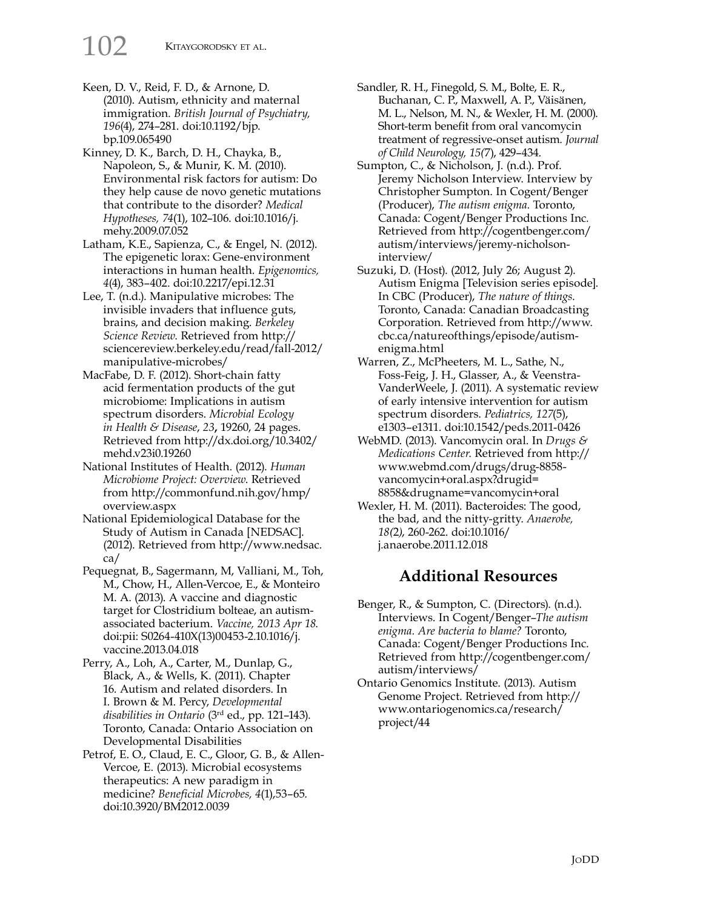Keen, D. V., Reid, F. D., & Arnone, D. (2010). Autism, ethnicity and maternal immigration. *British Journal of Psychiatry, 196*(4), 274–281. doi:10.1192/bjp.bp.109.065490

Kinney, D. K., Barch, D. H., Chayka, B., Napoleon, S., & Munir, K. M. (2010). Environmental risk factors for autism: Do they help cause de novo genetic mutations that contribute to the disorder? *Medical Hypotheses, 74*(1), 102–106. doi:10.1016/j.mehy.2009.07.052

Latham, K.E., Sapienza, C., & Engel, N. (2012). The epigenetic lorax: Gene-environment interactions in human health. *Epigenomics, 4*(4), 383–402. doi:10.2217/epi.12.31

Lee, T. (n.d.). Manipulative microbes: The invisible invaders that influence guts, brains, and decision making. *Berkeley Science Review.* Retrieved from http://sciencereview.berkeley.edu/read/fall-2012/manipulative-microbes/

MacFabe, D. F. (2012). Short-chain fatty acid fermentation products of the gut microbiome: Implications in autism spectrum disorders. *Microbial Ecology in Health & Disease*, *23*, 19260, 24 pages. Retrieved from http://dx.doi.org/10.3402/mehd.v23i0.19260

National Institutes of Health. (2012). *Human Microbiome Project: Overview.* Retrieved from http://commonfund.nih.gov/hmp/overview.aspx

National Epidemiological Database for the Study of Autism in Canada [NEDSAC]. (2012). Retrieved from http://www.nedsac.ca/

Pequegnat, B., Sagermann, M, Valliani, M., Toh, M., Chow, H., Allen-Vercoe, E., & Monteiro M. A. (2013). A vaccine and diagnostic target for Clostridium bolteae, an autism-associated bacterium. *Vaccine, 2013 Apr 18.* doi:pii: S0264-410X(13)00453-2.10.1016/j.vaccine.2013.04.018

Perry, A., Loh, A., Carter, M., Dunlap, G., Black, A., & Wells, K. (2011). Chapter 16. Autism and related disorders. In I. Brown & M. Percy, *Developmental disabilities in Ontario* (3rd ed., pp. 121–143). Toronto, Canada: Ontario Association on Developmental Disabilities

Petrof, E. O., Claud, E. C., Gloor, G. B., & Allen-Vercoe, E. (2013). Microbial ecosystems therapeutics: A new paradigm in medicine? *Beneficial Microbes, 4*(1),53–65. doi:10.3920/BM2012.0039

Sandler, R. H., Finegold, S. M., Bolte, E. R., Buchanan, C. P., Maxwell, A. P., Väisänen, M. L., Nelson, M. N., & Wexler, H. M. (2000). Short-term benefit from oral vancomycin treatment of regressive-onset autism. *Journal of Child Neurology, 15(*7), 429–434.

Sumpton, C., & Nicholson, J. (n.d.). Prof. Jeremy Nicholson Interview. Interview by Christopher Sumpton. In Cogent/Benger (Producer), *The autism enigma*. Toronto, Canada: Cogent/Benger Productions Inc. Retrieved from http://cogentbenger.com/autism/interviews/jeremy-nicholson-interview/

Suzuki, D. (Host). (2012, July 26; August 2). Autism Enigma [Television series episode]. In CBC (Producer), *The nature of things*. Toronto, Canada: Canadian Broadcasting Corporation. Retrieved from http://www.cbc.ca/natureofthings/episode/autism-enigma.html

Warren, Z., McPheeters, M. L., Sathe, N., Foss-Feig, J. H., Glasser, A., & Veenstra-VanderWeele, J. (2011). A systematic review of early intensive intervention for autism spectrum disorders. *Pediatrics, 127*(5), e1303–e1311. doi:10.1542/peds.2011-0426

WebMD. (2013). Vancomycin oral. In *Drugs & Medications Center.* Retrieved from http://www.webmd.com/drugs/drug-8858-vancomycin+oral.aspx?drugid=8858&drugname=vancomycin+oral

Wexler, H. M. (2011). Bacteroides: The good, the bad, and the nitty-gritty. *Anaerobe, 18(*2*)*, 260-262. doi:10.1016/j.anaerobe.2011.12.018

## Additional Resources

Benger, R., & Sumpton, C. (Directors). (n.d.). Interviews. In Cogent/Benger–*The autism enigma. Are bacteria to blame?* Toronto, Canada: Cogent/Benger Productions Inc. Retrieved from http://cogentbenger.com/autism/interviews/

Ontario Genomics Institute. (2013). Autism Genome Project. Retrieved from http://www.ontariogenomics.ca/research/project/44